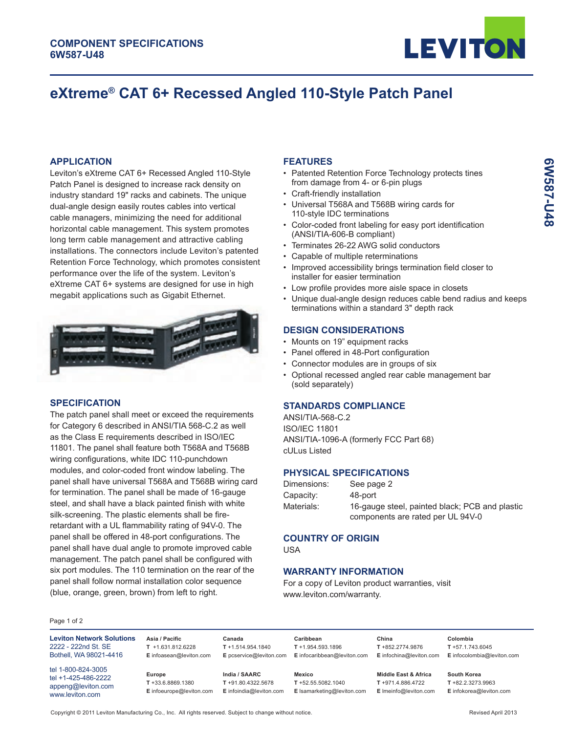**COMPONENT SPECIFICATIONS**
**6W587-U48**

# eXtreme® CAT 6+ Recessed Angled 110-Style Patch Panel

## APPLICATION

Leviton's eXtreme CAT 6+ Recessed Angled 110-Style Patch Panel is designed to increase rack density on industry standard 19" racks and cabinets. The unique dual-angle design easily routes cables into vertical cable managers, minimizing the need for additional horizontal cable management. This system promotes long term cable management and attractive cabling installations. The connectors include Leviton's patented Retention Force Technology, which promotes consistent performance over the life of the system. Leviton's eXtreme CAT 6+ systems are designed for use in high megabit applications such as Gigabit Ethernet.

## SPECIFICATION

The patch panel shall meet or exceed the requirements for Category 6 described in ANSI/TIA 568-C.2 as well as the Class E requirements described in ISO/IEC 11801. The panel shall feature both T568A and T568B wiring configurations, white IDC 110-punchdown modules, and color-coded front window labeling. The panel shall have universal T568A and T568B wiring card for termination. The panel shall be made of 16-gauge steel, and shall have a black painted finish with white silk-screening. The plastic elements shall be fire-retardant with a UL flammability rating of 94V-0. The panel shall be offered in 48-port configurations. The panel shall have dual angle to promote improved cable management. The patch panel shall be configured with six port modules. The 110 termination on the rear of the panel shall follow normal installation color sequence (blue, orange, green, brown) from left to right.

## FEATURES

- Patented Retention Force Technology protects tines from damage from 4- or 6-pin plugs
- Craft-friendly installation
- Universal T568A and T568B wiring cards for 110-style IDC terminations
- Color-coded front labeling for easy port identification (ANSI/TIA-606-B compliant)
- Terminates 26-22 AWG solid conductors
- Capable of multiple reterminations
- Improved accessibility brings termination field closer to installer for easier termination
- Low profile provides more aisle space in closets
- Unique dual-angle design reduces cable bend radius and keeps terminations within a standard 3" depth rack

## DESIGN CONSIDERATIONS

- Mounts on 19" equipment racks
- Panel offered in 48-Port configuration
- Connector modules are in groups of six
- Optional recessed angled rear cable management bar (sold separately)

## STANDARDS COMPLIANCE

ANSI/TIA-568-C.2
ISO/IEC 11801
ANSI/TIA-1096-A (formerly FCC Part 68)
cULus Listed

## PHYSICAL SPECIFICATIONS

| | |
|---|---|
| Dimensions: | See page 2 |
| Capacity: | 48-port |
| Materials: | 16-gauge steel, painted black; PCB and plastic components are rated per UL 94V-0 |

## COUNTRY OF ORIGIN

USA

## WARRANTY INFORMATION

For a copy of Leviton product warranties, visit www.leviton.com/warranty.

**Leviton Network Solutions**
2222 - 222nd St. SE
Bothell, WA 98021-4416

tel 1-800-824-3005
tel +1-425-486-2222
appeng@leviton.com
www.leviton.com

| Region | Telephone | Email |
|---|---|---|
| Asia / Pacific | +1.631.812.6228 | infoasean@leviton.com |
| Canada | +1.514.954.1840 | pcservice@leviton.com |
| Caribbean | +1.954.593.1896 | infocaribbean@leviton.com |
| China | +852.2774.9876 | infochina@leviton.com |
| Colombia | +57.1.743.6045 | infocolombia@leviton.com |
| Europe | +33.6.8869.1380 | infoeurope@leviton.com |
| India / SAARC | +91.80.4322.5678 | infoindia@leviton.com |
| Mexico | +52.55.5082.1040 | lsamarketing@leviton.com |
| Middle East & Africa | +971.4.886.4722 | lmeinfo@leviton.com |
| South Korea | +82.2.3273.9963 | infokorea@leviton.com |

Copyright © 2011 Leviton Manufacturing Co., Inc. All rights reserved. Subject to change without notice.

Revised April 2013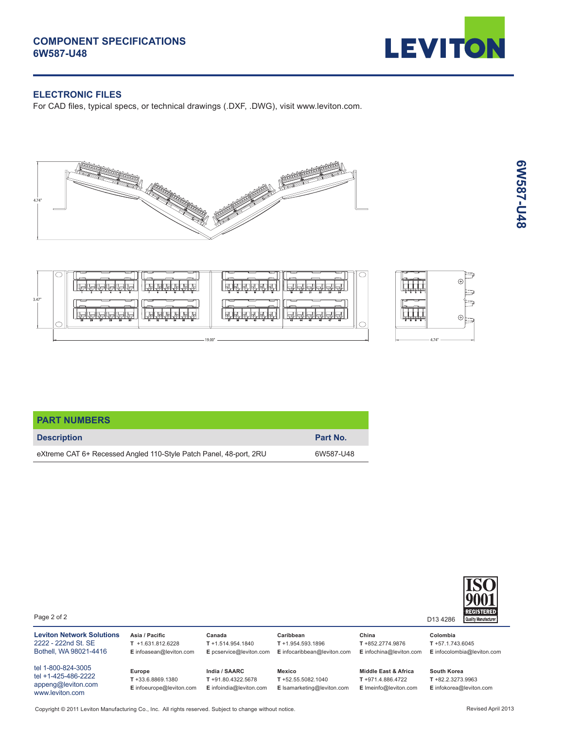# COMPONENT SPECIFICATIONS
## 6W587-U48

### ELECTRONIC FILES

For CAD files, typical specs, or technical drawings (.DXF, .DWG), visit www.leviton.com.

4.74"

3.47"

19.00"

4.74"

### PART NUMBERS

| Description | Part No. |
|---|---|
| eXtreme CAT 6+ Recessed Angled 110-Style Patch Panel, 48-port, 2RU | 6W587-U48 |

D13 4286

**Leviton Network Solutions**
2222 - 222nd St. SE
Bothell, WA 98021-4416

tel 1-800-824-3005
tel +1-425-486-2222
appeng@leviton.com
www.leviton.com

**Asia / Pacific**
**T** +1.631.812.6228
**E** infoasean@leviton.com

**Canada**
**T** +1.514.954.1840
**E** pcservice@leviton.com

**Caribbean**
**T** +1.954.593.1896
**E** infocaribbean@leviton.com

**China**
**T** +852.2774.9876
**E** infochina@leviton.com

**Colombia**
**T** +57.1.743.6045
**E** infocolombia@leviton.com

**Europe**
**T** +33.6.8869.1380
**E** infoeurope@leviton.com

**India / SAARC**
**T** +91.80.4322.5678
**E** infoindia@leviton.com

**Mexico**
**T** +52.55.5082.1040
**E** lsamarketing@leviton.com

**Middle East & Africa**
**T** +971.4.886.4722
**E** lmeinfo@leviton.com

**South Korea**
**T** +82.2.3273.9963
**E** infokorea@leviton.com

Copyright © 2011 Leviton Manufacturing Co., Inc. All rights reserved. Subject to change without notice.

Revised April 2013